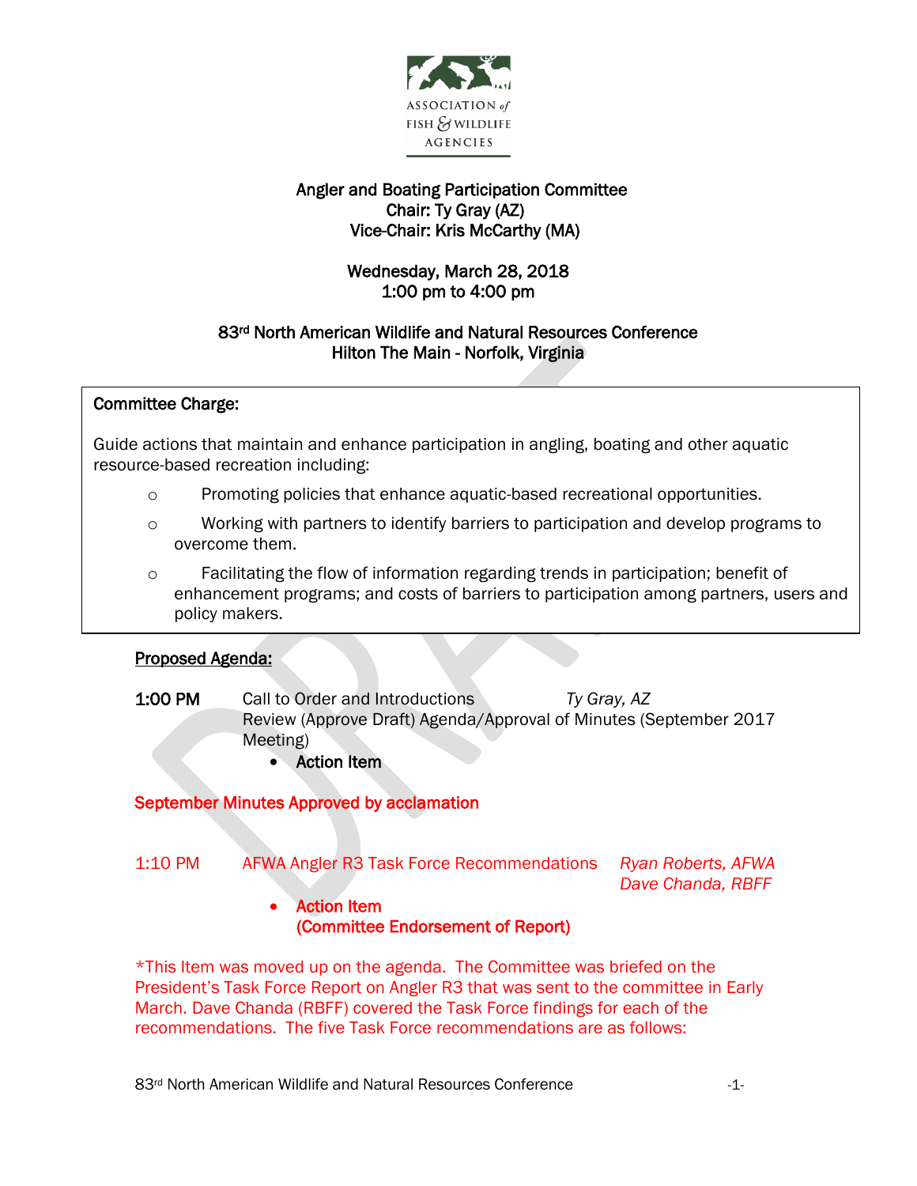ASSOCIATION of FISH & WILDLIFE AGENCIES

# Angler and Boating Participation Committee

**Chair: Ty Gray (AZ)**
**Vice-Chair: Kris McCarthy (MA)**

**Wednesday, March 28, 2018**
**1:00 pm to 4:00 pm**

**83rd North American Wildlife and Natural Resources Conference**
**Hilton The Main - Norfolk, Virginia**

**Committee Charge:**

Guide actions that maintain and enhance participation in angling, boating and other aquatic resource-based recreation including:

- Promoting policies that enhance aquatic-based recreational opportunities.
- Working with partners to identify barriers to participation and develop programs to overcome them.
- Facilitating the flow of information regarding trends in participation; benefit of enhancement programs; and costs of barriers to participation among partners, users and policy makers.

## Proposed Agenda:

**1:00 PM** Call to Order and Introductions *Ty Gray, AZ*
Review (Approve Draft) Agenda/Approval of Minutes (September 2017 Meeting)

- **Action Item**

**September Minutes Approved by acclamation**

1:10 PM AFWA Angler R3 Task Force Recommendations *Ryan Roberts, AFWA*
*Dave Chanda, RBFF*

- **Action Item**
  **(Committee Endorsement of Report)**

*This Item was moved up on the agenda. The Committee was briefed on the President's Task Force Report on Angler R3 that was sent to the committee in Early March. Dave Chanda (RBFF) covered the Task Force findings for each of the recommendations. The five Task Force recommendations are as follows: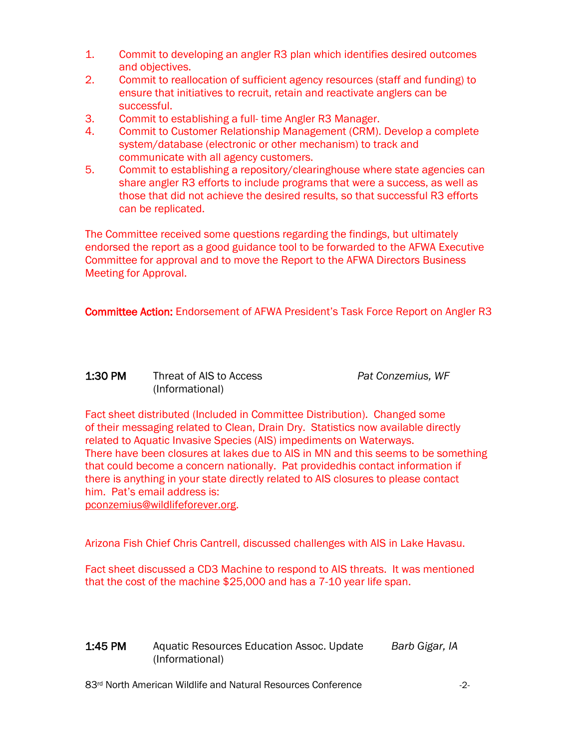1. Commit to developing an angler R3 plan which identifies desired outcomes and objectives.
2. Commit to reallocation of sufficient agency resources (staff and funding) to ensure that initiatives to recruit, retain and reactivate anglers can be successful.
3. Commit to establishing a full- time Angler R3 Manager.
4. Commit to Customer Relationship Management (CRM). Develop a complete system/database (electronic or other mechanism) to track and communicate with all agency customers.
5. Commit to establishing a repository/clearinghouse where state agencies can share angler R3 efforts to include programs that were a success, as well as those that did not achieve the desired results, so that successful R3 efforts can be replicated.

The Committee received some questions regarding the findings, but ultimately endorsed the report as a good guidance tool to be forwarded to the AFWA Executive Committee for approval and to move the Report to the AFWA Directors Business Meeting for Approval.

**Committee Action:** Endorsement of AFWA President's Task Force Report on Angler R3

**1:30 PM** Threat of AIS to Access (Informational) *Pat Conzemius, WF*

Fact sheet distributed (Included in Committee Distribution). Changed some of their messaging related to Clean, Drain Dry. Statistics now available directly related to Aquatic Invasive Species (AIS) impediments on Waterways. There have been closures at lakes due to AIS in MN and this seems to be something that could become a concern nationally. Pat providedhis contact information if there is anything in your state directly related to AIS closures to please contact him. Pat's email address is: pconzemius@wildlifeforever.org.

Arizona Fish Chief Chris Cantrell, discussed challenges with AIS in Lake Havasu.

Fact sheet discussed a CD3 Machine to respond to AIS threats. It was mentioned that the cost of the machine $25,000 and has a 7-10 year life span.

**1:45 PM** Aquatic Resources Education Assoc. Update (Informational) *Barb Gigar, IA*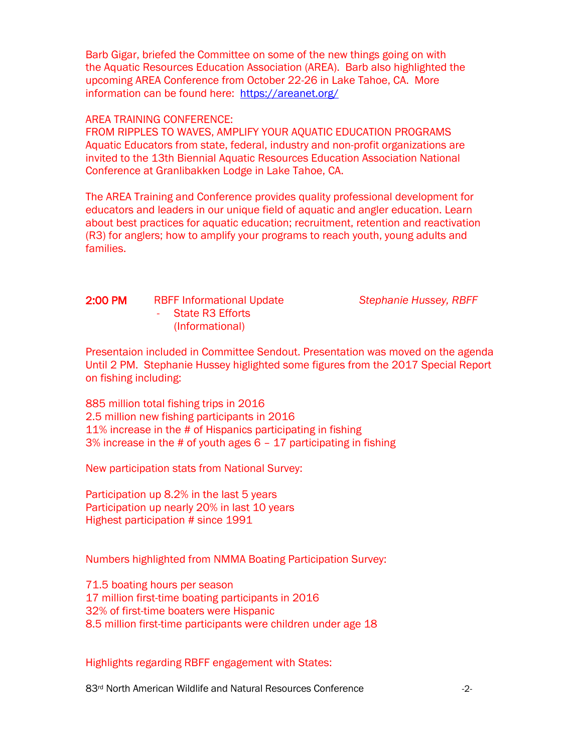Barb Gigar, briefed the Committee on some of the new things going on with the Aquatic Resources Education Association (AREA). Barb also highlighted the upcoming AREA Conference from October 22-26 in Lake Tahoe, CA. More information can be found here: https://areanet.org/

AREA TRAINING CONFERENCE:
FROM RIPPLES TO WAVES, AMPLIFY YOUR AQUATIC EDUCATION PROGRAMS
Aquatic Educators from state, federal, industry and non-profit organizations are invited to the 13th Biennial Aquatic Resources Education Association National Conference at Granlibakken Lodge in Lake Tahoe, CA.

The AREA Training and Conference provides quality professional development for educators and leaders in our unique field of aquatic and angler education. Learn about best practices for aquatic education; recruitment, retention and reactivation (R3) for anglers; how to amplify your programs to reach youth, young adults and families.

**2:00 PM** RBFF Informational Update *Stephanie Hussey, RBFF*
- State R3 Efforts (Informational)

Presentaion included in Committee Sendout. Presentation was moved on the agenda Until 2 PM. Stephanie Hussey higlighted some figures from the 2017 Special Report on fishing including:

885 million total fishing trips in 2016
2.5 million new fishing participants in 2016
11% increase in the # of Hispanics participating in fishing
3% increase in the # of youth ages 6 – 17 participating in fishing

New participation stats from National Survey:

Participation up 8.2% in the last 5 years
Participation up nearly 20% in last 10 years
Highest participation # since 1991

Numbers highlighted from NMMA Boating Participation Survey:

71.5 boating hours per season
17 million first-time boating participants in 2016
32% of first-time boaters were Hispanic
8.5 million first-time participants were children under age 18

Highlights regarding RBFF engagement with States: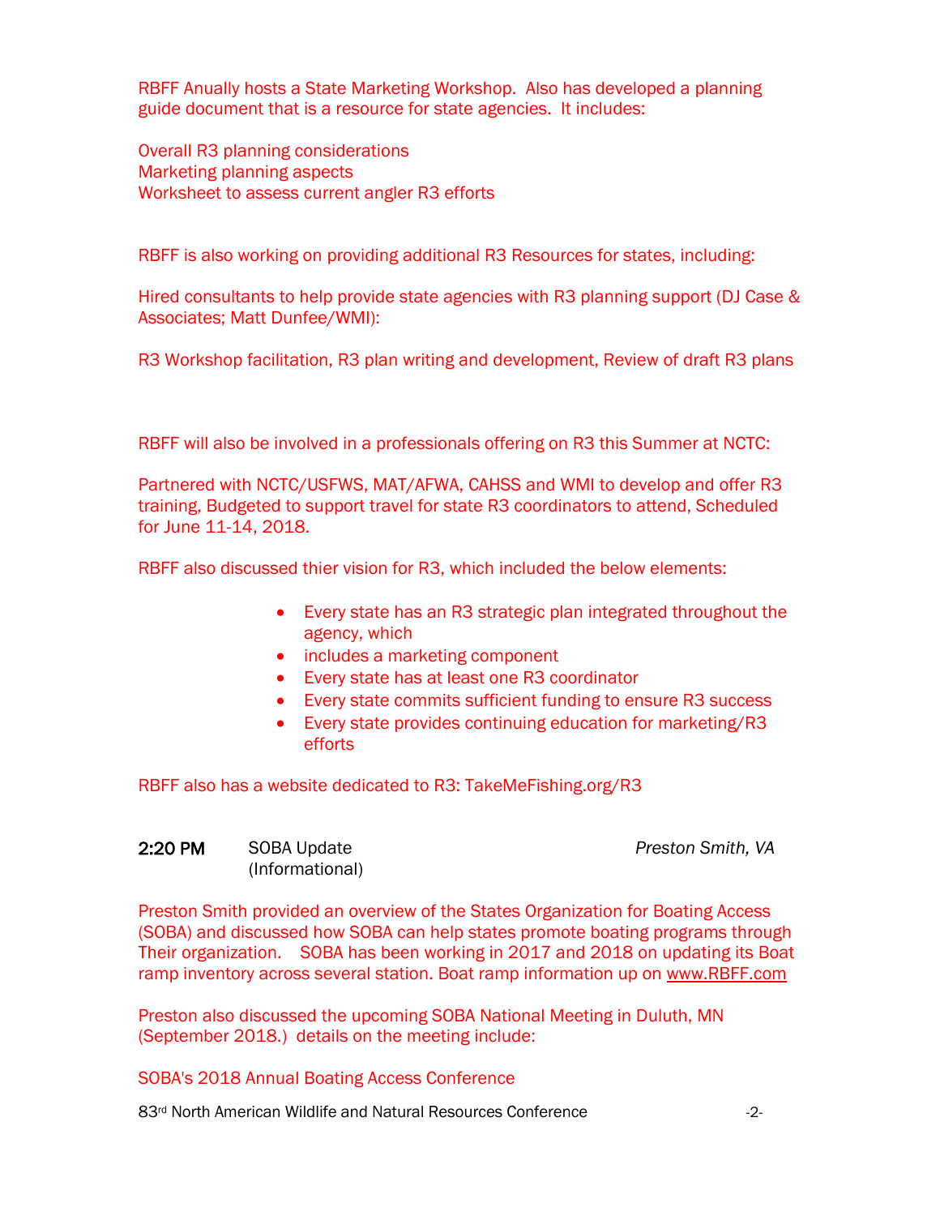RBFF Anually hosts a State Marketing Workshop. Also has developed a planning guide document that is a resource for state agencies. It includes:

Overall R3 planning considerations
Marketing planning aspects
Worksheet to assess current angler R3 efforts

RBFF is also working on providing additional R3 Resources for states, including:

Hired consultants to help provide state agencies with R3 planning support (DJ Case & Associates; Matt Dunfee/WMI):

R3 Workshop facilitation, R3 plan writing and development, Review of draft R3 plans

RBFF will also be involved in a professionals offering on R3 this Summer at NCTC:

Partnered with NCTC/USFWS, MAT/AFWA, CAHSS and WMI to develop and offer R3 training, Budgeted to support travel for state R3 coordinators to attend, Scheduled for June 11-14, 2018.

RBFF also discussed thier vision for R3, which included the below elements:

- Every state has an R3 strategic plan integrated throughout the agency, which
- includes a marketing component
- Every state has at least one R3 coordinator
- Every state commits sufficient funding to ensure R3 success
- Every state provides continuing education for marketing/R3 efforts

RBFF also has a website dedicated to R3: TakeMeFishing.org/R3

**2:20 PM** SOBA Update (Informational) *Preston Smith, VA*

Preston Smith provided an overview of the States Organization for Boating Access (SOBA) and discussed how SOBA can help states promote boating programs through Their organization. SOBA has been working in 2017 and 2018 on updating its Boat ramp inventory across several station. Boat ramp information up on www.RBFF.com

Preston also discussed the upcoming SOBA National Meeting in Duluth, MN (September 2018.) details on the meeting include:

SOBA's 2018 Annual Boating Access Conference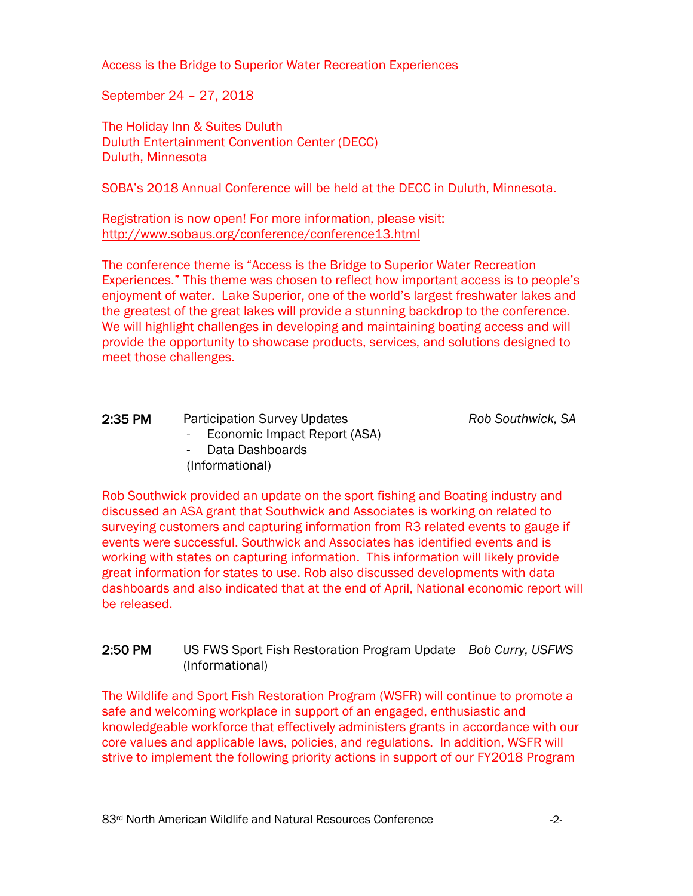Access is the Bridge to Superior Water Recreation Experiences

September 24 – 27, 2018

The Holiday Inn & Suites Duluth
Duluth Entertainment Convention Center (DECC)
Duluth, Minnesota

SOBA's 2018 Annual Conference will be held at the DECC in Duluth, Minnesota.

Registration is now open! For more information, please visit:
http://www.sobaus.org/conference/conference13.html

The conference theme is "Access is the Bridge to Superior Water Recreation Experiences." This theme was chosen to reflect how important access is to people's enjoyment of water. Lake Superior, one of the world's largest freshwater lakes and the greatest of the great lakes will provide a stunning backdrop to the conference. We will highlight challenges in developing and maintaining boating access and will provide the opportunity to showcase products, services, and solutions designed to meet those challenges.

**2:35 PM** Participation Survey Updates *Rob Southwick, SA*

- Economic Impact Report (ASA)
- Data Dashboards

(Informational)

Rob Southwick provided an update on the sport fishing and Boating industry and discussed an ASA grant that Southwick and Associates is working on related to surveying customers and capturing information from R3 related events to gauge if events were successful. Southwick and Associates has identified events and is working with states on capturing information. This information will likely provide great information for states to use. Rob also discussed developments with data dashboards and also indicated that at the end of April, National economic report will be released.

**2:50 PM** US FWS Sport Fish Restoration Program Update *Bob Curry, USFWS*
(Informational)

The Wildlife and Sport Fish Restoration Program (WSFR) will continue to promote a safe and welcoming workplace in support of an engaged, enthusiastic and knowledgeable workforce that effectively administers grants in accordance with our core values and applicable laws, policies, and regulations. In addition, WSFR will strive to implement the following priority actions in support of our FY2018 Program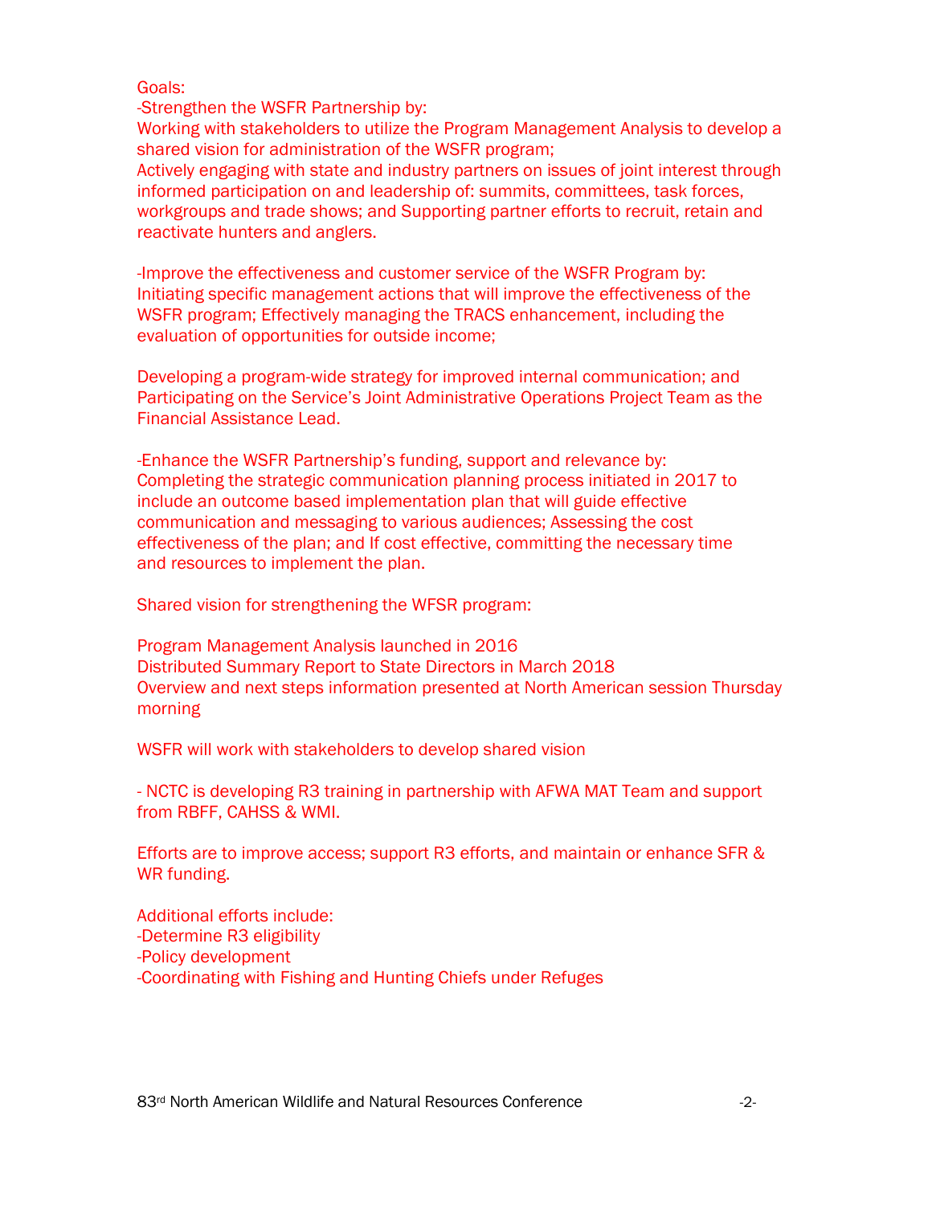Goals:

-Strengthen the WSFR Partnership by:
Working with stakeholders to utilize the Program Management Analysis to develop a shared vision for administration of the WSFR program;
Actively engaging with state and industry partners on issues of joint interest through informed participation on and leadership of: summits, committees, task forces, workgroups and trade shows; and Supporting partner efforts to recruit, retain and reactivate hunters and anglers.

-Improve the effectiveness and customer service of the WSFR Program by:
Initiating specific management actions that will improve the effectiveness of the WSFR program; Effectively managing the TRACS enhancement, including the evaluation of opportunities for outside income;

Developing a program-wide strategy for improved internal communication; and Participating on the Service's Joint Administrative Operations Project Team as the Financial Assistance Lead.

-Enhance the WSFR Partnership's funding, support and relevance by:
Completing the strategic communication planning process initiated in 2017 to include an outcome based implementation plan that will guide effective communication and messaging to various audiences; Assessing the cost effectiveness of the plan; and If cost effective, committing the necessary time and resources to implement the plan.

Shared vision for strengthening the WFSR program:

Program Management Analysis launched in 2016
Distributed Summary Report to State Directors in March 2018
Overview and next steps information presented at North American session Thursday morning

WSFR will work with stakeholders to develop shared vision

- NCTC is developing R3 training in partnership with AFWA MAT Team and support from RBFF, CAHSS & WMI.

Efforts are to improve access; support R3 efforts, and maintain or enhance SFR & WR funding.

Additional efforts include:
-Determine R3 eligibility
-Policy development
-Coordinating with Fishing and Hunting Chiefs under Refuges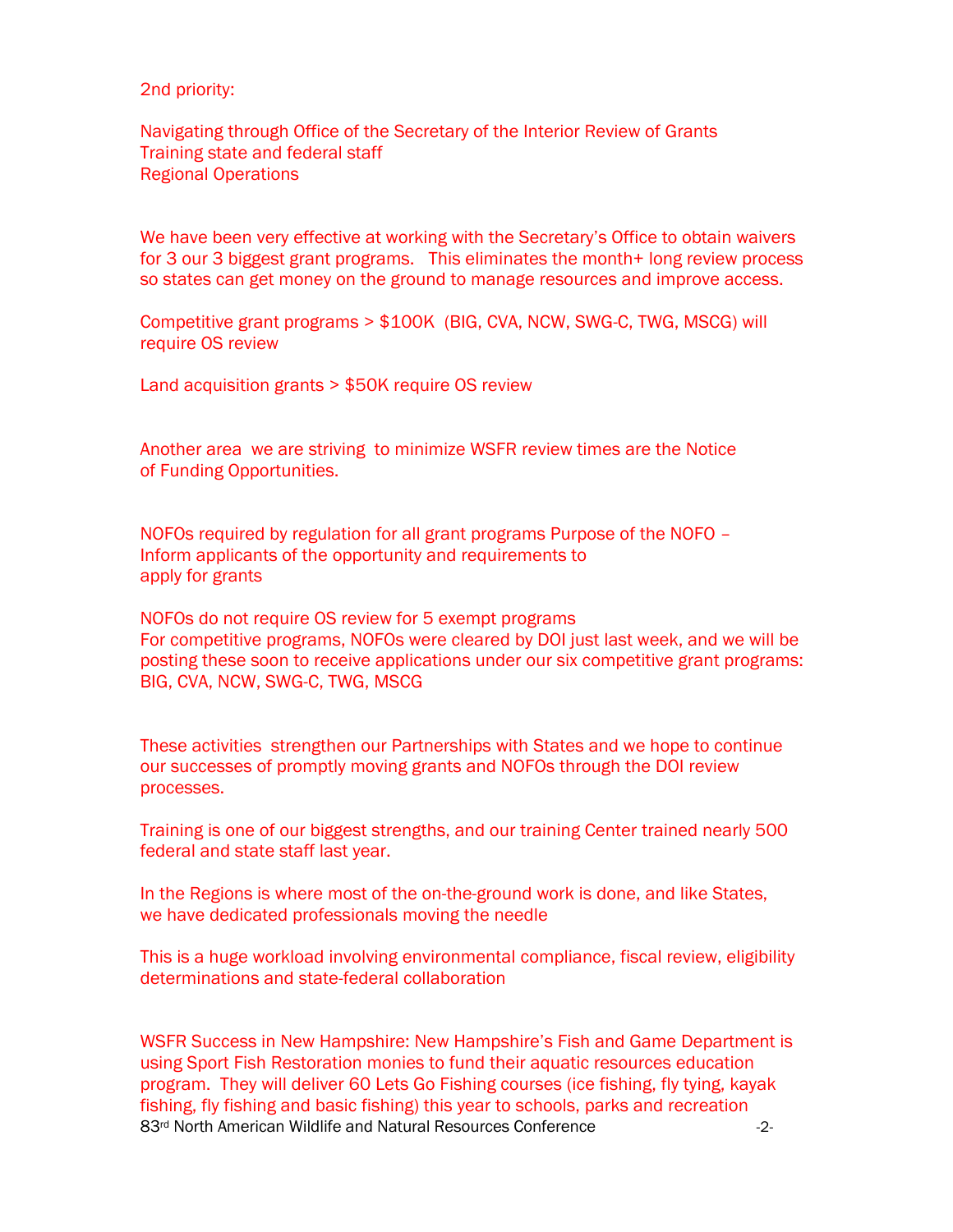2nd priority:

Navigating through Office of the Secretary of the Interior Review of Grants
Training state and federal staff
Regional Operations

We have been very effective at working with the Secretary's Office to obtain waivers for 3 our 3 biggest grant programs. This eliminates the month+ long review process so states can get money on the ground to manage resources and improve access.

Competitive grant programs > $100K (BIG, CVA, NCW, SWG-C, TWG, MSCG) will require OS review

Land acquisition grants > $50K require OS review

Another area we are striving to minimize WSFR review times are the Notice of Funding Opportunities.

NOFOs required by regulation for all grant programs Purpose of the NOFO – Inform applicants of the opportunity and requirements to apply for grants

NOFOs do not require OS review for 5 exempt programs
For competitive programs, NOFOs were cleared by DOI just last week, and we will be posting these soon to receive applications under our six competitive grant programs: BIG, CVA, NCW, SWG-C, TWG, MSCG

These activities strengthen our Partnerships with States and we hope to continue our successes of promptly moving grants and NOFOs through the DOI review processes.

Training is one of our biggest strengths, and our training Center trained nearly 500 federal and state staff last year.

In the Regions is where most of the on-the-ground work is done, and like States, we have dedicated professionals moving the needle

This is a huge workload involving environmental compliance, fiscal review, eligibility determinations and state-federal collaboration

WSFR Success in New Hampshire: New Hampshire's Fish and Game Department is using Sport Fish Restoration monies to fund their aquatic resources education program. They will deliver 60 Lets Go Fishing courses (ice fishing, fly tying, kayak fishing, fly fishing and basic fishing) this year to schools, parks and recreation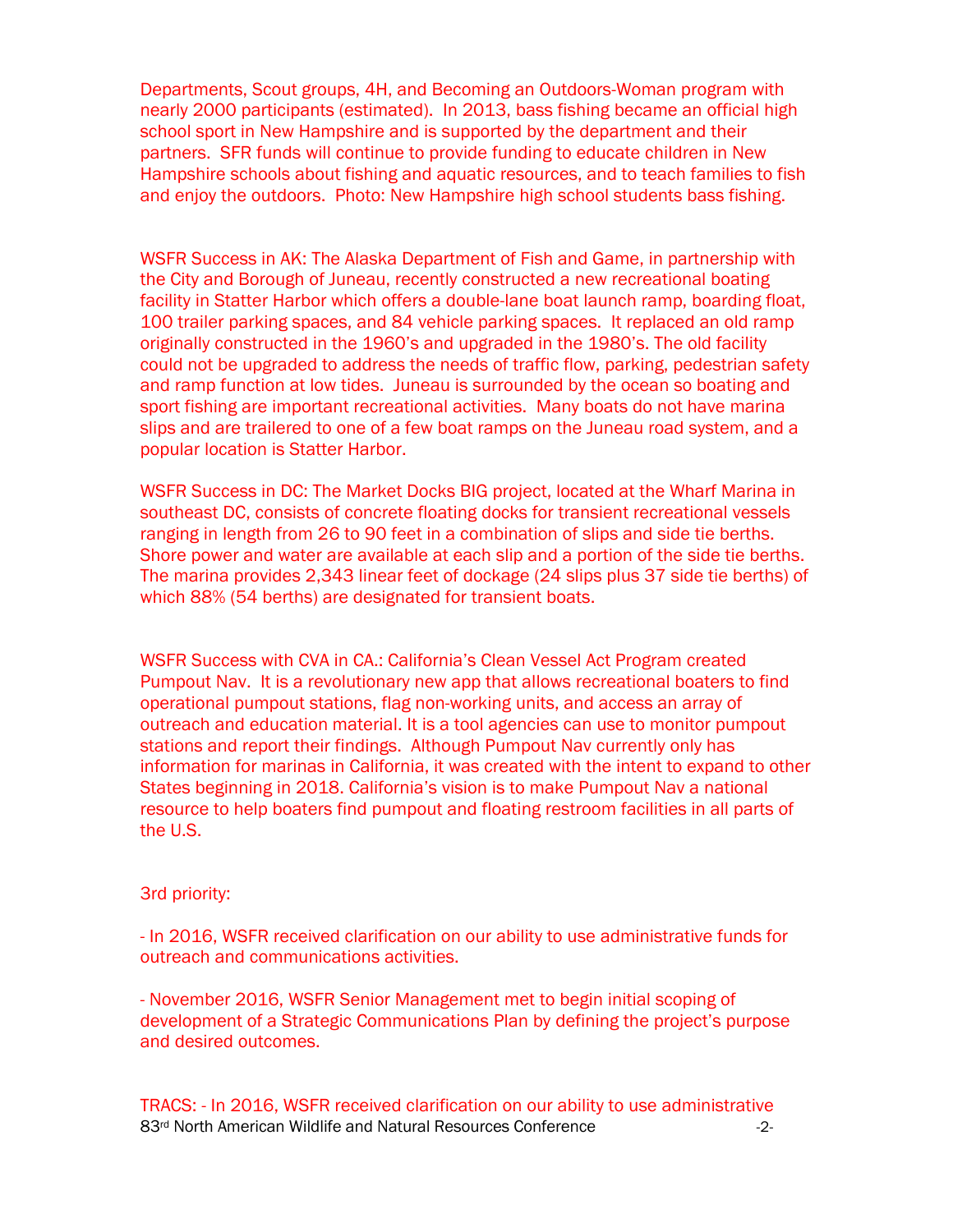Departments, Scout groups, 4H, and Becoming an Outdoors-Woman program with nearly 2000 participants (estimated). In 2013, bass fishing became an official high school sport in New Hampshire and is supported by the department and their partners. SFR funds will continue to provide funding to educate children in New Hampshire schools about fishing and aquatic resources, and to teach families to fish and enjoy the outdoors. Photo: New Hampshire high school students bass fishing.

WSFR Success in AK: The Alaska Department of Fish and Game, in partnership with the City and Borough of Juneau, recently constructed a new recreational boating facility in Statter Harbor which offers a double-lane boat launch ramp, boarding float, 100 trailer parking spaces, and 84 vehicle parking spaces. It replaced an old ramp originally constructed in the 1960's and upgraded in the 1980's. The old facility could not be upgraded to address the needs of traffic flow, parking, pedestrian safety and ramp function at low tides. Juneau is surrounded by the ocean so boating and sport fishing are important recreational activities. Many boats do not have marina slips and are trailered to one of a few boat ramps on the Juneau road system, and a popular location is Statter Harbor.

WSFR Success in DC: The Market Docks BIG project, located at the Wharf Marina in southeast DC, consists of concrete floating docks for transient recreational vessels ranging in length from 26 to 90 feet in a combination of slips and side tie berths. Shore power and water are available at each slip and a portion of the side tie berths. The marina provides 2,343 linear feet of dockage (24 slips plus 37 side tie berths) of which 88% (54 berths) are designated for transient boats.

WSFR Success with CVA in CA.: California's Clean Vessel Act Program created Pumpout Nav. It is a revolutionary new app that allows recreational boaters to find operational pumpout stations, flag non-working units, and access an array of outreach and education material. It is a tool agencies can use to monitor pumpout stations and report their findings. Although Pumpout Nav currently only has information for marinas in California, it was created with the intent to expand to other States beginning in 2018. California's vision is to make Pumpout Nav a national resource to help boaters find pumpout and floating restroom facilities in all parts of the U.S.

3rd priority:

- In 2016, WSFR received clarification on our ability to use administrative funds for outreach and communications activities.

- November 2016, WSFR Senior Management met to begin initial scoping of development of a Strategic Communications Plan by defining the project's purpose and desired outcomes.

TRACS: - In 2016, WSFR received clarification on our ability to use administrative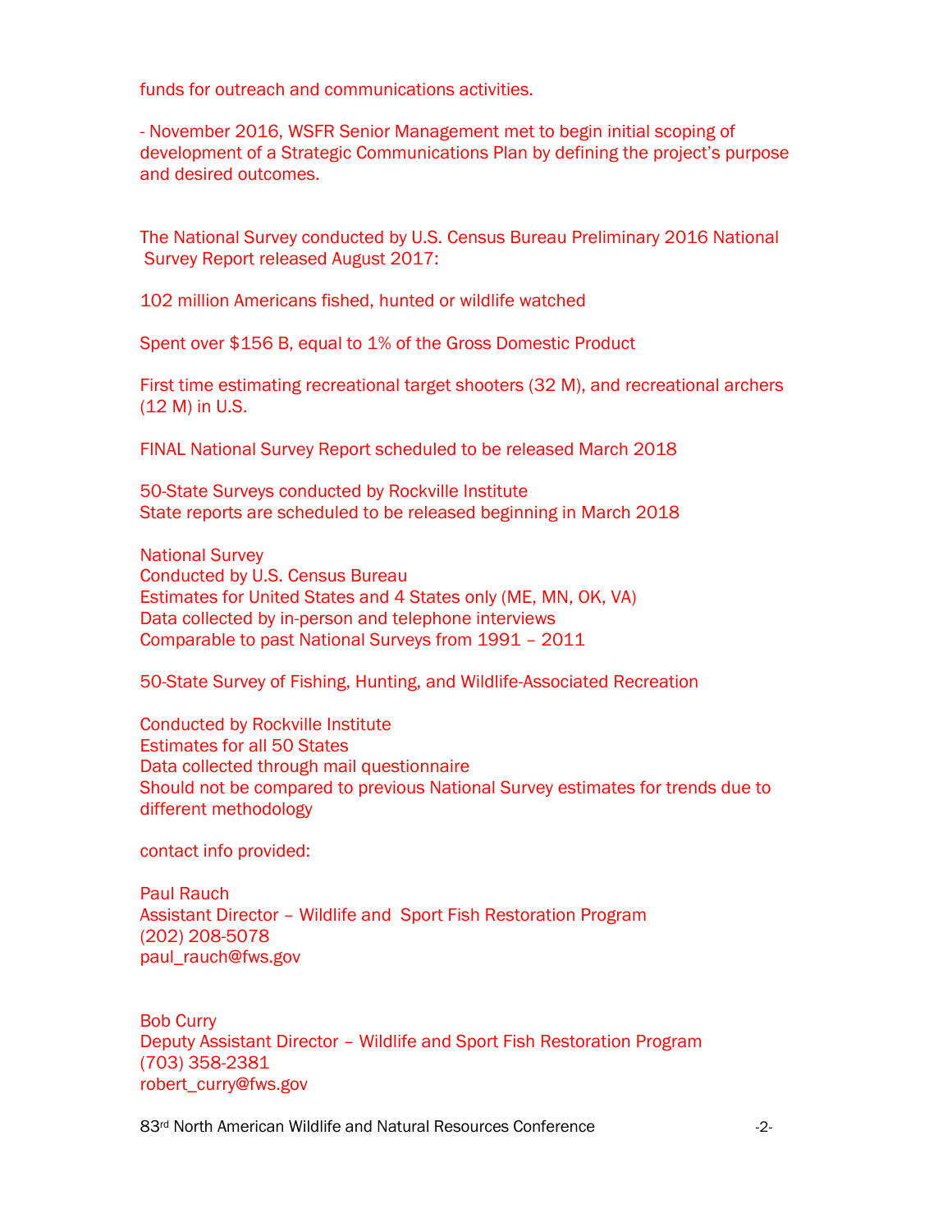funds for outreach and communications activities.

- November 2016, WSFR Senior Management met to begin initial scoping of development of a Strategic Communications Plan by defining the project's purpose and desired outcomes.

The National Survey conducted by U.S. Census Bureau Preliminary 2016 National Survey Report released August 2017:

102 million Americans fished, hunted or wildlife watched

Spent over $156 B, equal to 1% of the Gross Domestic Product

First time estimating recreational target shooters (32 M), and recreational archers (12 M) in U.S.

FINAL National Survey Report scheduled to be released March 2018

50-State Surveys conducted by Rockville Institute
State reports are scheduled to be released beginning in March 2018

National Survey
Conducted by U.S. Census Bureau
Estimates for United States and 4 States only (ME, MN, OK, VA)
Data collected by in-person and telephone interviews
Comparable to past National Surveys from 1991 – 2011

50-State Survey of Fishing, Hunting, and Wildlife-Associated Recreation

Conducted by Rockville Institute
Estimates for all 50 States
Data collected through mail questionnaire
Should not be compared to previous National Survey estimates for trends due to different methodology

contact info provided:

Paul Rauch
Assistant Director – Wildlife and Sport Fish Restoration Program
(202) 208-5078
paul_rauch@fws.gov

Bob Curry
Deputy Assistant Director – Wildlife and Sport Fish Restoration Program
(703) 358-2381
robert_curry@fws.gov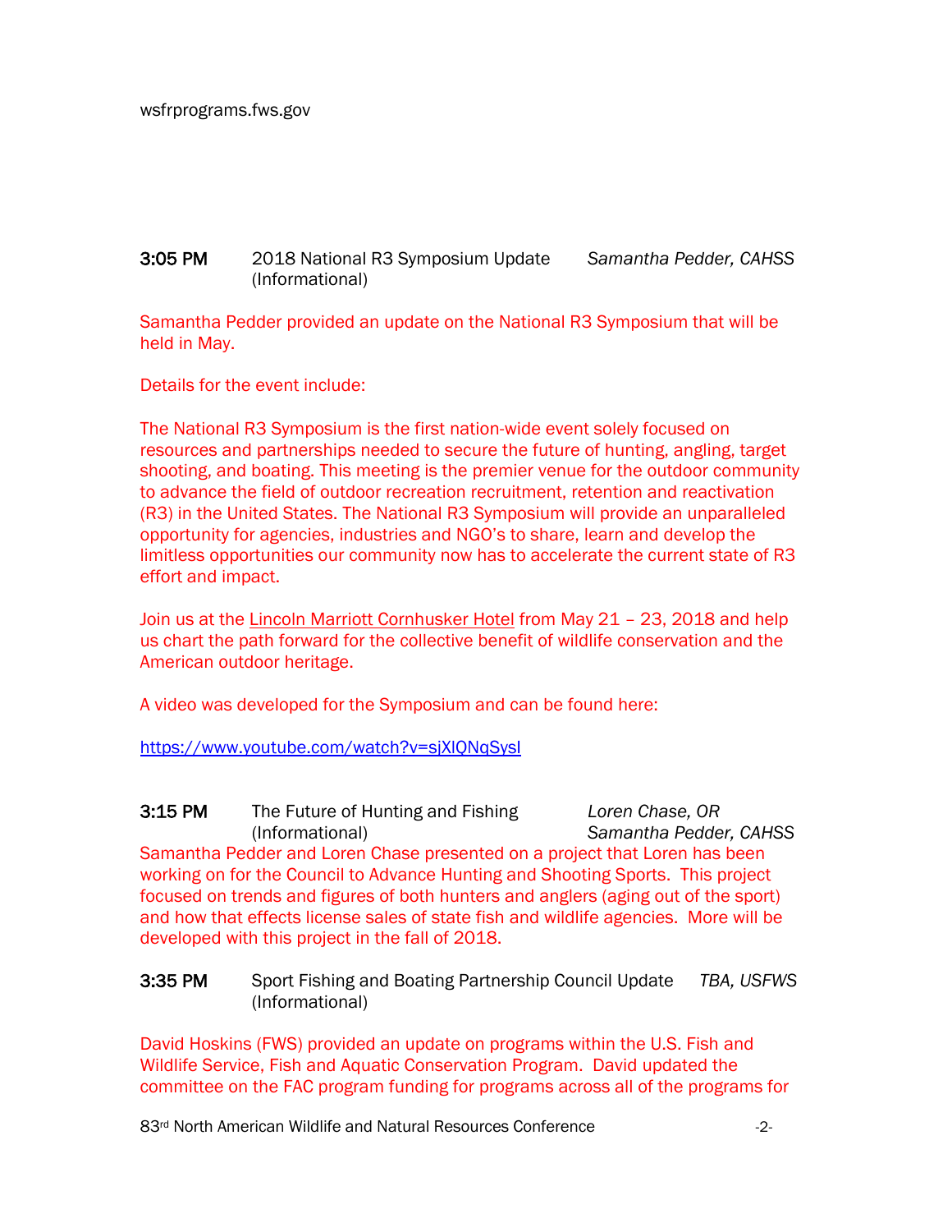wsfrprograms.fws.gov

**3:05 PM** 2018 National R3 Symposium Update (Informational) *Samantha Pedder, CAHSS*

Samantha Pedder provided an update on the National R3 Symposium that will be held in May.

Details for the event include:

The National R3 Symposium is the first nation-wide event solely focused on resources and partnerships needed to secure the future of hunting, angling, target shooting, and boating. This meeting is the premier venue for the outdoor community to advance the field of outdoor recreation recruitment, retention and reactivation (R3) in the United States. The National R3 Symposium will provide an unparalleled opportunity for agencies, industries and NGO's to share, learn and develop the limitless opportunities our community now has to accelerate the current state of R3 effort and impact.

Join us at the Lincoln Marriott Cornhusker Hotel from May 21 – 23, 2018 and help us chart the path forward for the collective benefit of wildlife conservation and the American outdoor heritage.

A video was developed for the Symposium and can be found here:

https://www.youtube.com/watch?v=sjXlQNqSysI

**3:15 PM** The Future of Hunting and Fishing (Informational) *Loren Chase, OR* *Samantha Pedder, CAHSS*

Samantha Pedder and Loren Chase presented on a project that Loren has been working on for the Council to Advance Hunting and Shooting Sports. This project focused on trends and figures of both hunters and anglers (aging out of the sport) and how that effects license sales of state fish and wildlife agencies. More will be developed with this project in the fall of 2018.

**3:35 PM** Sport Fishing and Boating Partnership Council Update (Informational) *TBA, USFWS*

David Hoskins (FWS) provided an update on programs within the U.S. Fish and Wildlife Service, Fish and Aquatic Conservation Program. David updated the committee on the FAC program funding for programs across all of the programs for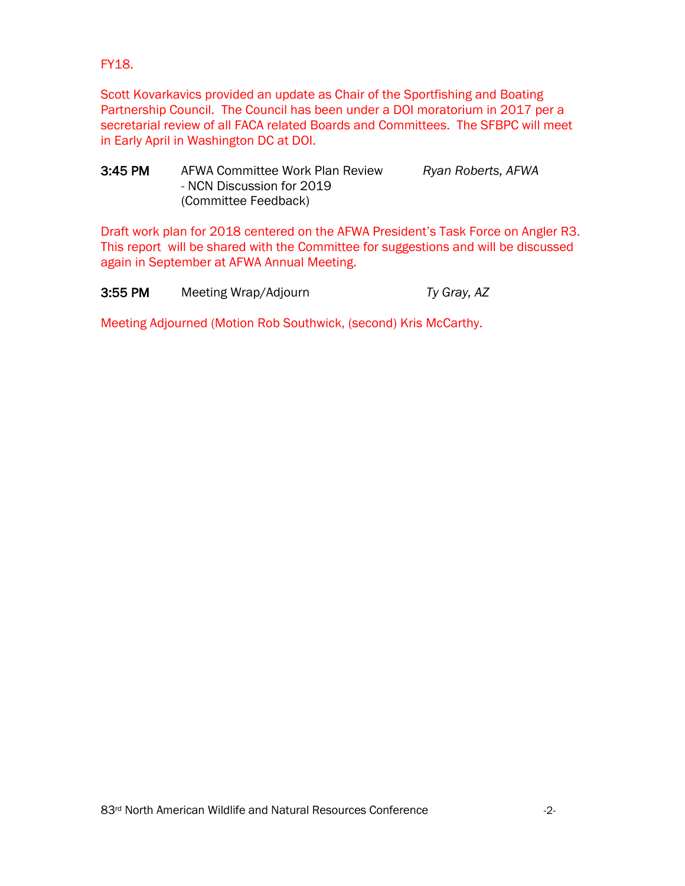FY18.

Scott Kovarkavics provided an update as Chair of the Sportfishing and Boating Partnership Council. The Council has been under a DOI moratorium in 2017 per a secretarial review of all FACA related Boards and Committees. The SFBPC will meet in Early April in Washington DC at DOI.

**3:45 PM** AFWA Committee Work Plan Review *Ryan Roberts, AFWA*
- NCN Discussion for 2019
(Committee Feedback)

Draft work plan for 2018 centered on the AFWA President's Task Force on Angler R3. This report will be shared with the Committee for suggestions and will be discussed again in September at AFWA Annual Meeting.

**3:55 PM** Meeting Wrap/Adjourn *Ty Gray, AZ*

Meeting Adjourned (Motion Rob Southwick, (second) Kris McCarthy.